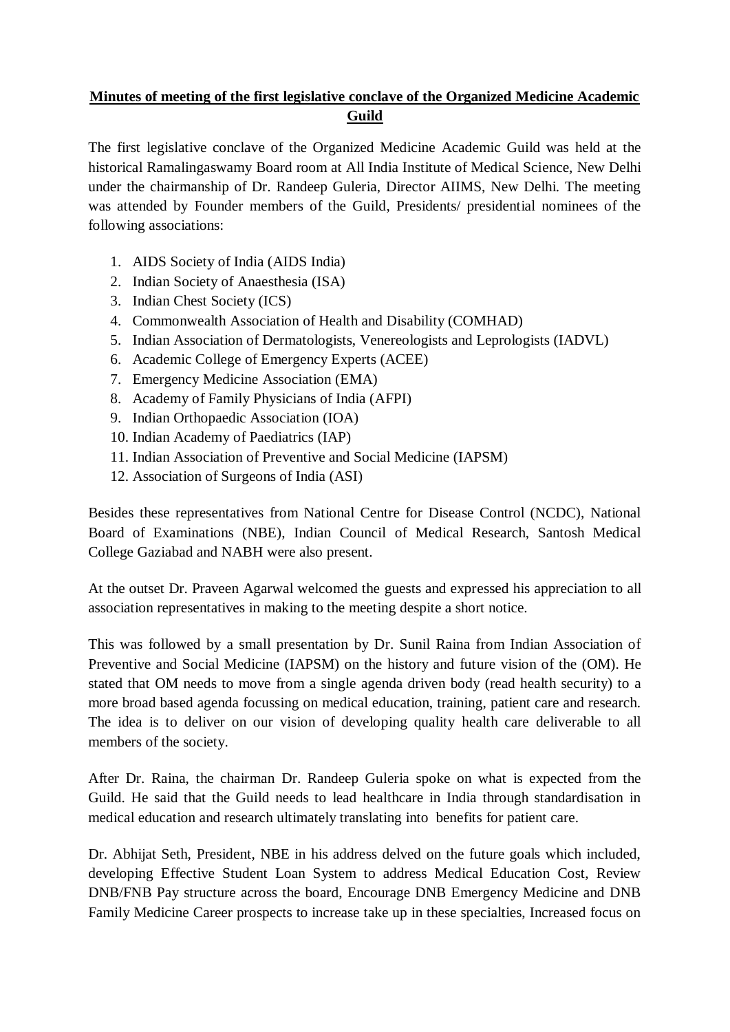**Minutes of meeting of the first legislative conclave of the Organized Medicine Academic Guild**

The first legislative conclave of the Organized Medicine Academic Guild was held at the historical Ramalingaswamy Board room at All India Institute of Medical Science, New Delhi under the chairmanship of Dr. Randeep Guleria, Director AIIMS, New Delhi. The meeting was attended by Founder members of the Guild, Presidents/ presidential nominees of the following associations:

1. AIDS Society of India (AIDS India)
2. Indian Society of Anaesthesia (ISA)
3. Indian Chest Society (ICS)
4. Commonwealth Association of Health and Disability (COMHAD)
5. Indian Association of Dermatologists, Venereologists and Leprologists (IADVL)
6. Academic College of Emergency Experts (ACEE)
7. Emergency Medicine Association (EMA)
8. Academy of Family Physicians of India (AFPI)
9. Indian Orthopaedic Association (IOA)
10. Indian Academy of Paediatrics (IAP)
11. Indian Association of Preventive and Social Medicine (IAPSM)
12. Association of Surgeons of India (ASI)

Besides these representatives from National Centre for Disease Control (NCDC), National Board of Examinations (NBE), Indian Council of Medical Research, Santosh Medical College Gaziabad and NABH were also present.

At the outset Dr. Praveen Agarwal welcomed the guests and expressed his appreciation to all association representatives in making to the meeting despite a short notice.

This was followed by a small presentation by Dr. Sunil Raina from Indian Association of Preventive and Social Medicine (IAPSM) on the history and future vision of the (OM). He stated that OM needs to move from a single agenda driven body (read health security) to a more broad based agenda focussing on medical education, training, patient care and research. The idea is to deliver on our vision of developing quality health care deliverable to all members of the society.

After Dr. Raina, the chairman Dr. Randeep Guleria spoke on what is expected from the Guild. He said that the Guild needs to lead healthcare in India through standardisation in medical education and research ultimately translating into benefits for patient care.

Dr. Abhijat Seth, President, NBE in his address delved on the future goals which included, developing Effective Student Loan System to address Medical Education Cost, Review DNB/FNB Pay structure across the board, Encourage DNB Emergency Medicine and DNB Family Medicine Career prospects to increase take up in these specialties, Increased focus on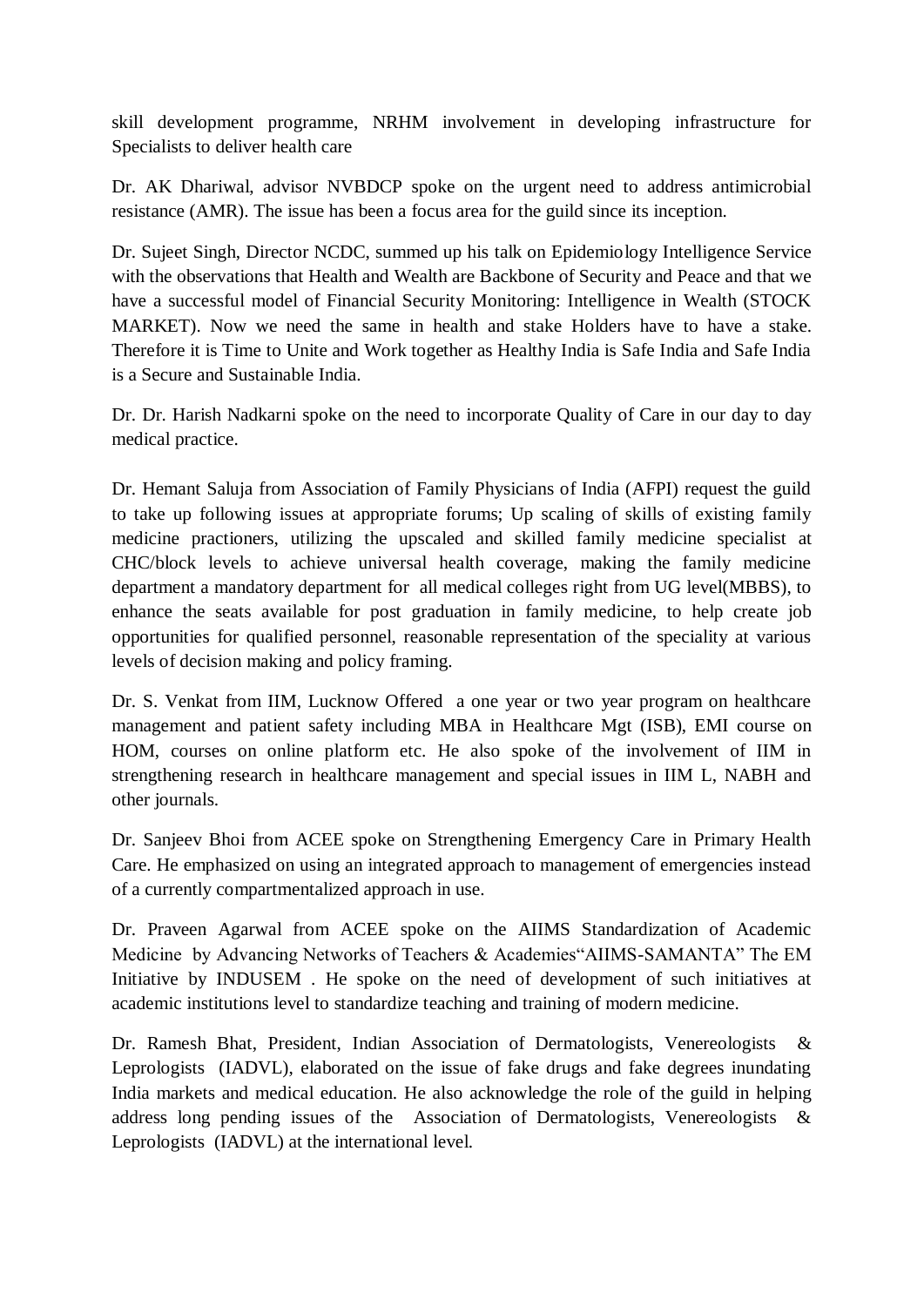skill development programme, NRHM involvement in developing infrastructure for Specialists to deliver health care

Dr. AK Dhariwal, advisor NVBDCP spoke on the urgent need to address antimicrobial resistance (AMR). The issue has been a focus area for the guild since its inception.

Dr. Sujeet Singh, Director NCDC, summed up his talk on Epidemiology Intelligence Service with the observations that Health and Wealth are Backbone of Security and Peace and that we have a successful model of Financial Security Monitoring: Intelligence in Wealth (STOCK MARKET). Now we need the same in health and stake Holders have to have a stake. Therefore it is Time to Unite and Work together as Healthy India is Safe India and Safe India is a Secure and Sustainable India.

Dr. Dr. Harish Nadkarni spoke on the need to incorporate Quality of Care in our day to day medical practice.

Dr. Hemant Saluja from Association of Family Physicians of India (AFPI) request the guild to take up following issues at appropriate forums; Up scaling of skills of existing family medicine practioners, utilizing the upscaled and skilled family medicine specialist at CHC/block levels to achieve universal health coverage, making the family medicine department a mandatory department for all medical colleges right from UG level(MBBS), to enhance the seats available for post graduation in family medicine, to help create job opportunities for qualified personnel, reasonable representation of the speciality at various levels of decision making and policy framing.

Dr. S. Venkat from IIM, Lucknow Offered a one year or two year program on healthcare management and patient safety including MBA in Healthcare Mgt (ISB), EMI course on HOM, courses on online platform etc. He also spoke of the involvement of IIM in strengthening research in healthcare management and special issues in IIM L, NABH and other journals.

Dr. Sanjeev Bhoi from ACEE spoke on Strengthening Emergency Care in Primary Health Care. He emphasized on using an integrated approach to management of emergencies instead of a currently compartmentalized approach in use.

Dr. Praveen Agarwal from ACEE spoke on the AIIMS Standardization of Academic Medicine by Advancing Networks of Teachers & Academies"AIIMS-SAMANTA" The EM Initiative by INDUSEM . He spoke on the need of development of such initiatives at academic institutions level to standardize teaching and training of modern medicine.

Dr. Ramesh Bhat, President, Indian Association of Dermatologists, Venereologists & Leprologists (IADVL), elaborated on the issue of fake drugs and fake degrees inundating India markets and medical education. He also acknowledge the role of the guild in helping address long pending issues of the Association of Dermatologists, Venereologists & Leprologists (IADVL) at the international level.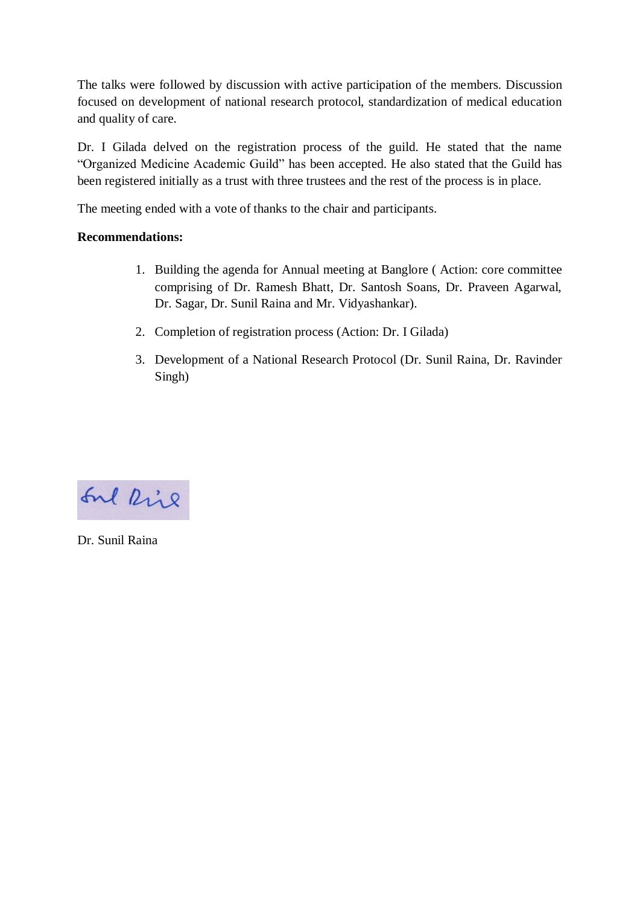The talks were followed by discussion with active participation of the members. Discussion focused on development of national research protocol, standardization of medical education and quality of care.

Dr. I Gilada delved on the registration process of the guild. He stated that the name “Organized Medicine Academic Guild” has been accepted. He also stated that the Guild has been registered initially as a trust with three trustees and the rest of the process is in place.

The meeting ended with a vote of thanks to the chair and participants.

**Recommendations:**

1. Building the agenda for Annual meeting at Banglore ( Action: core committee comprising of Dr. Ramesh Bhatt, Dr. Santosh Soans, Dr. Praveen Agarwal, Dr. Sagar, Dr. Sunil Raina and Mr. Vidyashankar).
2. Completion of registration process (Action: Dr. I Gilada)
3. Development of a National Research Protocol (Dr. Sunil Raina, Dr. Ravinder Singh)

Dr. Sunil Raina